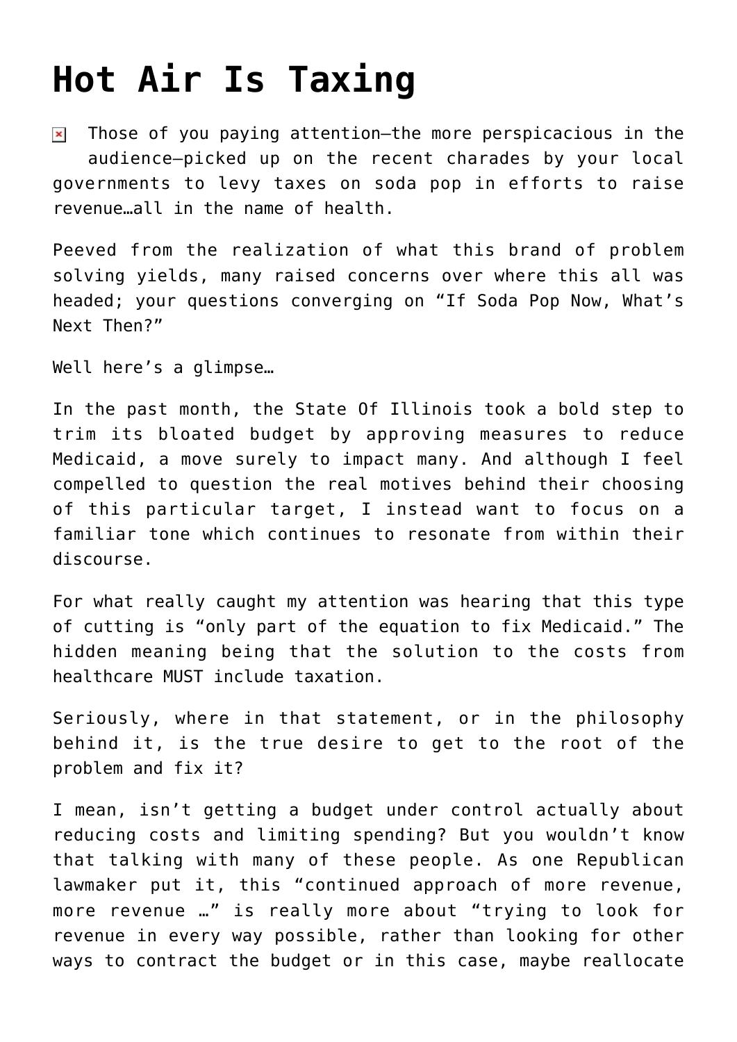# Hot Air Is Taxing

Those of you paying attention—the more perspicacious in the audience—picked up on the recent charades by your local governments to levy taxes on soda pop in efforts to raise revenue…all in the name of health.

Peeved from the realization of what this brand of problem solving yields, many raised concerns over where this all was headed; your questions converging on "If Soda Pop Now, What's Next Then?"

Well here's a glimpse…

In the past month, the State Of Illinois took a bold step to trim its bloated budget by approving measures to reduce Medicaid, a move surely to impact many. And although I feel compelled to question the real motives behind their choosing of this particular target, I instead want to focus on a familiar tone which continues to resonate from within their discourse.

For what really caught my attention was hearing that this type of cutting is "only part of the equation to fix Medicaid." The hidden meaning being that the solution to the costs from healthcare MUST include taxation.

Seriously, where in that statement, or in the philosophy behind it, is the true desire to get to the root of the problem and fix it?

I mean, isn't getting a budget under control actually about reducing costs and limiting spending? But you wouldn't know that talking with many of these people. As one Republican lawmaker put it, this "continued approach of more revenue, more revenue …" is really more about "trying to look for revenue in every way possible, rather than looking for other ways to contract the budget or in this case, maybe reallocate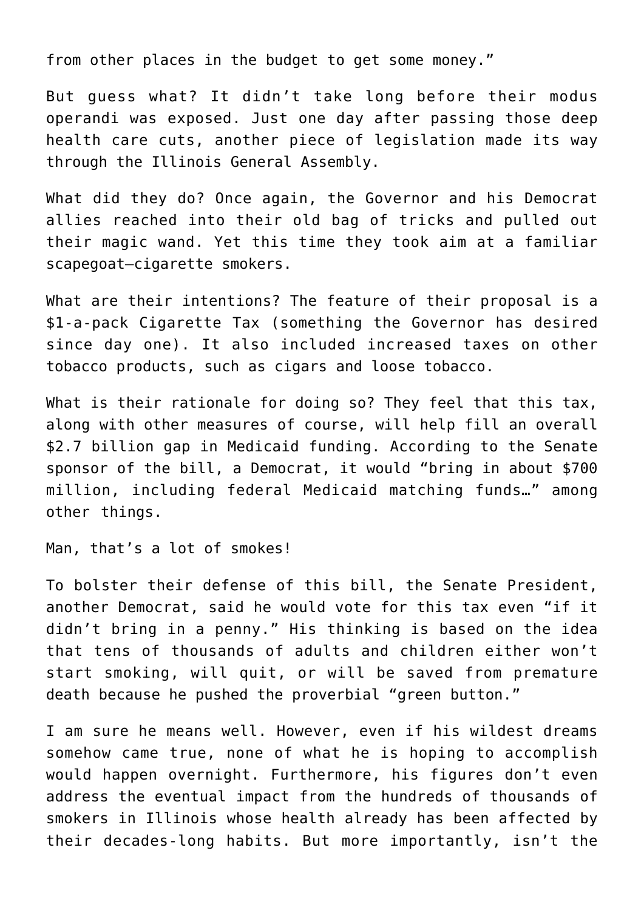from other places in the budget to get some money."

But guess what? It didn't take long before their modus operandi was exposed. Just one day after passing those deep health care cuts, another piece of legislation made its way through the Illinois General Assembly.

What did they do? Once again, the Governor and his Democrat allies reached into their old bag of tricks and pulled out their magic wand. Yet this time they took aim at a familiar scapegoat—cigarette smokers.

What are their intentions? The feature of their proposal is a $1-a-pack Cigarette Tax (something the Governor has desired since day one). It also included increased taxes on other tobacco products, such as cigars and loose tobacco.

What is their rationale for doing so? They feel that this tax, along with other measures of course, will help fill an overall $2.7 billion gap in Medicaid funding. According to the Senate sponsor of the bill, a Democrat, it would "bring in about $700 million, including federal Medicaid matching funds…" among other things.

Man, that's a lot of smokes!

To bolster their defense of this bill, the Senate President, another Democrat, said he would vote for this tax even "if it didn't bring in a penny." His thinking is based on the idea that tens of thousands of adults and children either won't start smoking, will quit, or will be saved from premature death because he pushed the proverbial "green button."

I am sure he means well. However, even if his wildest dreams somehow came true, none of what he is hoping to accomplish would happen overnight. Furthermore, his figures don't even address the eventual impact from the hundreds of thousands of smokers in Illinois whose health already has been affected by their decades-long habits. But more importantly, isn't the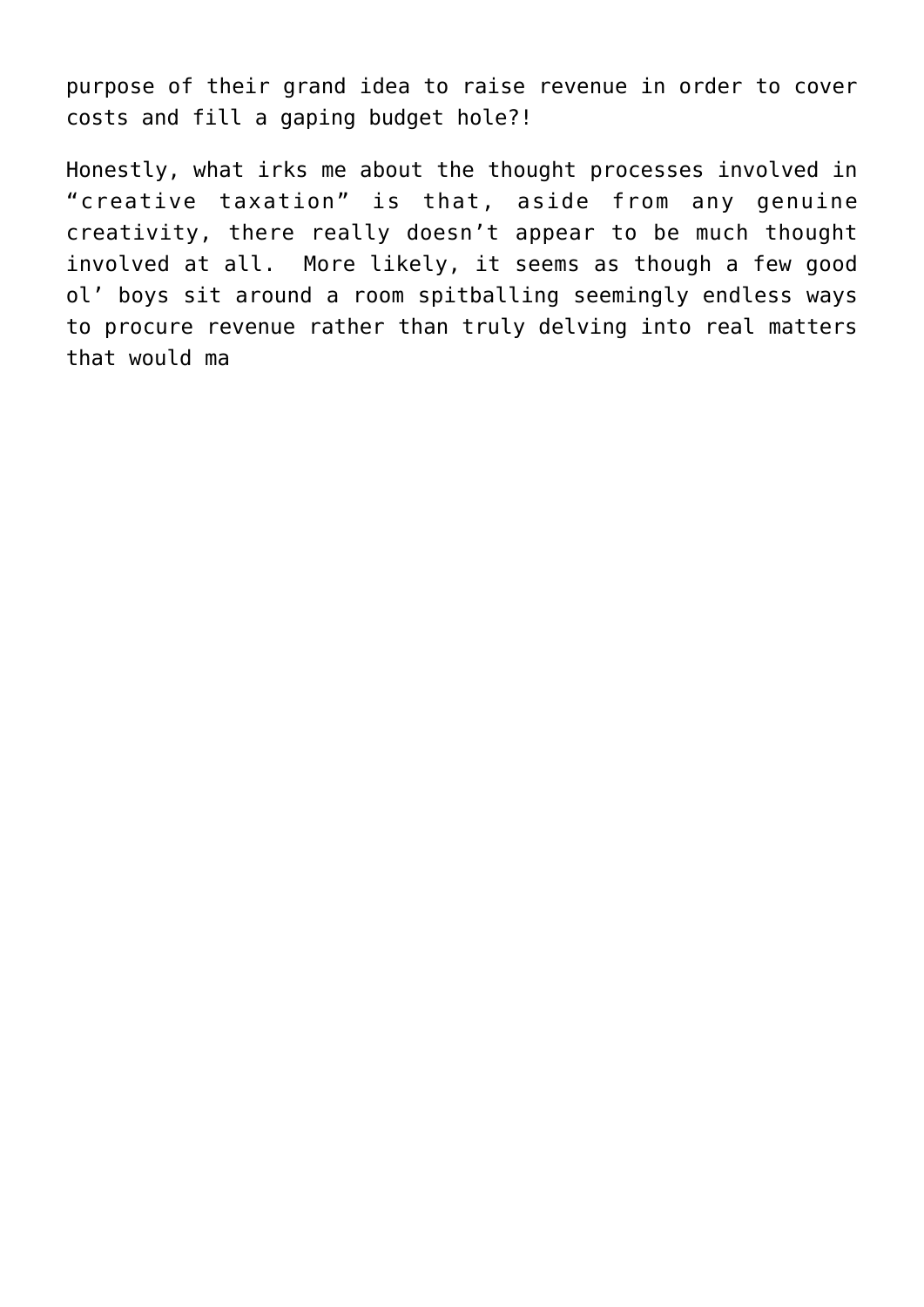purpose of their grand idea to raise revenue in order to cover costs and fill a gaping budget hole?!

Honestly, what irks me about the thought processes involved in "creative taxation" is that, aside from any genuine creativity, there really doesn't appear to be much thought involved at all. More likely, it seems as though a few good ol' boys sit around a room spitballing seemingly endless ways to procure revenue rather than truly delving into real matters that would ma